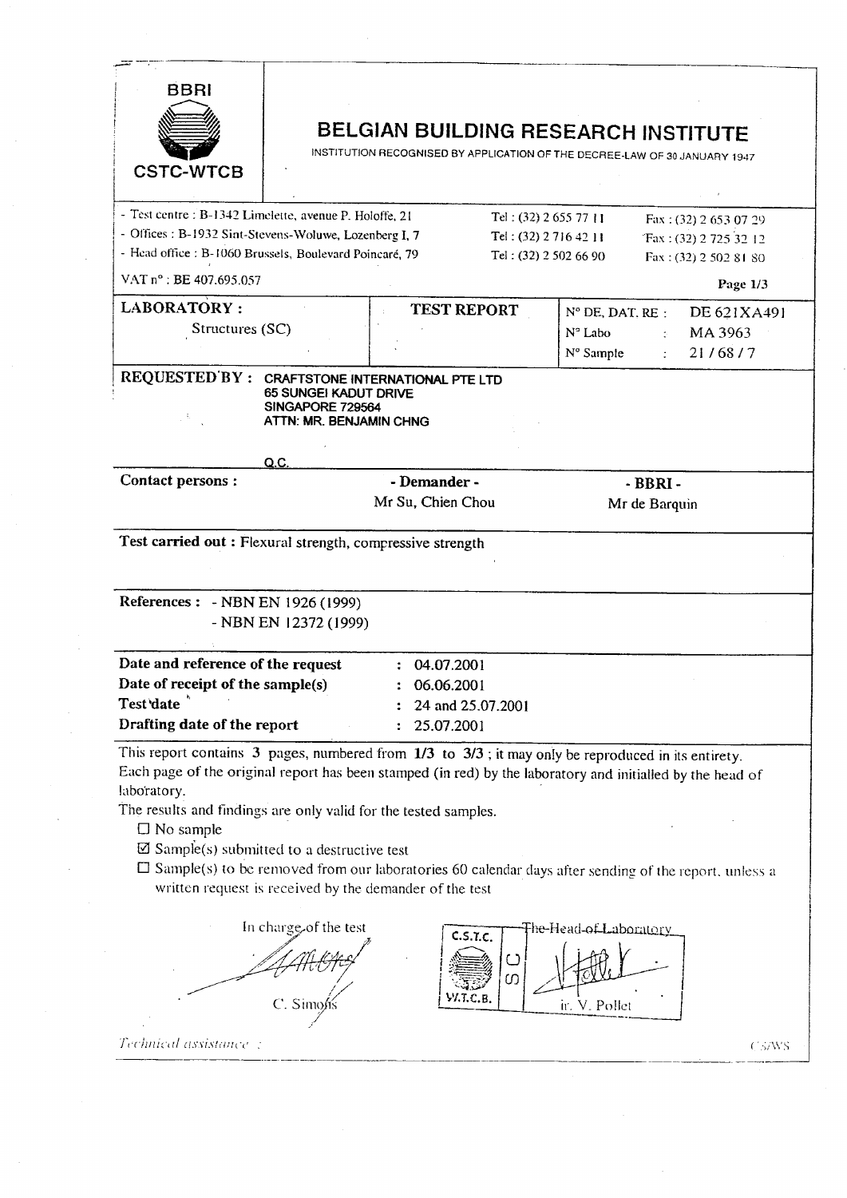BBRI

CSTC-WTCB

# BELGIAN BUILDING RESEARCH INSTITUTE

INSTITUTION RECOGNISED BY APPLICATION OF THE DECREE-LAW OF 30 JANUARY 1947

- Test centre : B-1342 Limelette, avenue P. Holoffe, 21 — Tel : (32) 2 655 77 11 — Fax : (32) 2 653 07 29
- Offices : B-1932 Sint-Stevens-Woluwe, Lozenberg I, 7 — Tel : (32) 2 716 42 11 — Fax : (32) 2 725 32 12
- Head office : B-1060 Brussels, Boulevard Poincaré, 79 — Tel : (32) 2 502 66 90 — Fax : (32) 2 502 81 80

VAT n° : BE 407.695.057

| **LABORATORY :** Structures (SC) | **TEST REPORT** | N° DE, DAT. RE : DE 621XA491<br>N° Labo : MA 3963<br>N° Sample : 21 / 68 / 7 |
|---|---|---|

**REQUESTED BY :** CRAFTSTONE INTERNATIONAL PTE LTD
65 SUNGEI KADUT DRIVE
SINGAPORE 729564
ATTN: MR. BENJAMIN CHNG

Q.C.

| **Contact persons :** | **- Demander -** | **- BBRI -** |
|---|---|---|
| | Mr Su, Chien Chou | Mr de Barquin |

**Test carried out :** Flexural strength, compressive strength

**References :**
- NBN EN 1926 (1999)
- NBN EN 12372 (1999)

| | |
|---|---|
| **Date and reference of the request** | : 04.07.2001 |
| **Date of receipt of the sample(s)** | : 06.06.2001 |
| **Test date** | : 24 and 25.07.2001 |
| **Drafting date of the report** | : 25.07.2001 |

This report contains **3** pages, numbered from **1/3** to **3/3** ; it may only be reproduced in its entirety.
Each page of the original report has been stamped (in red) by the laboratory and initialled by the head of laboratory.
The results and findings are only valid for the tested samples.

- ☐ No sample
- ☑ Sample(s) submitted to a destructive test
- ☐ Sample(s) to be removed from our laboratories 60 calendar days after sending of the report, unless a written request is received by the demander of the test

| In charge of the test | The Head of Laboratory |
|---|---|
| C. Simons | ir. V. Pollet |

C.S.T.C. SC W.T.C.B.

*Technical assistance :*

CS/WS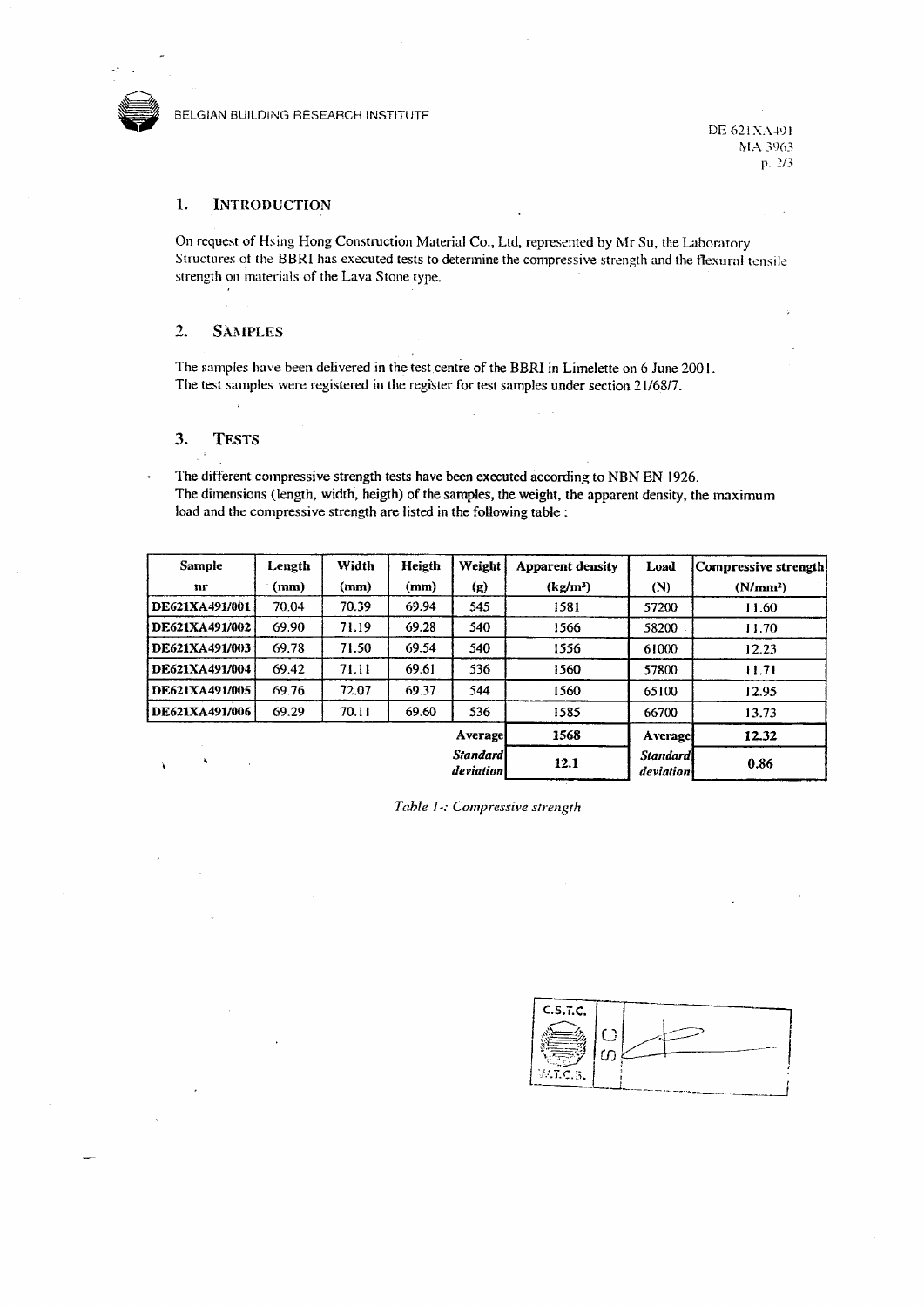## 1. INTRODUCTION

On request of Hsing Hong Construction Material Co., Ltd, represented by Mr Su, the Laboratory Structures of the BBRI has executed tests to determine the compressive strength and the flexural tensile strength on materials of the Lava Stone type.

## 2. SAMPLES

The samples have been delivered in the test centre of the BBRI in Limelette on 6 June 2001.
The test samples were registered in the register for test samples under section 21/68/7.

## 3. TESTS

The different compressive strength tests have been executed according to NBN EN 1926.
The dimensions (length, width, heigth) of the samples, the weight, the apparent density, the maximum load and the compressive strength are listed in the following table :

| Sample nr | Length (mm) | Width (mm) | Heigth (mm) | Weight (g) | Apparent density (kg/m³) | Load (N) | Compressive strength (N/mm²) |
|---|---|---|---|---|---|---|---|
| DE621XA491/001 | 70.04 | 70.39 | 69.94 | 545 | 1581 | 57200 | 11.60 |
| DE621XA491/002 | 69.90 | 71.19 | 69.28 | 540 | 1566 | 58200 | 11.70 |
| DE621XA491/003 | 69.78 | 71.50 | 69.54 | 540 | 1556 | 61000 | 12.23 |
| DE621XA491/004 | 69.42 | 71.11 | 69.61 | 536 | 1560 | 57800 | 11.71 |
| DE621XA491/005 | 69.76 | 72.07 | 69.37 | 544 | 1560 | 65100 | 12.95 |
| DE621XA491/006 | 69.29 | 70.11 | 69.60 | 536 | 1585 | 66700 | 13.73 |
| | | | | **Average** | **1568** | **Average** | **12.32** |
| | | | | ***Standard deviation*** | **12.1** | ***Standard deviation*** | **0.86** |

*Table 1-: Compressive strength*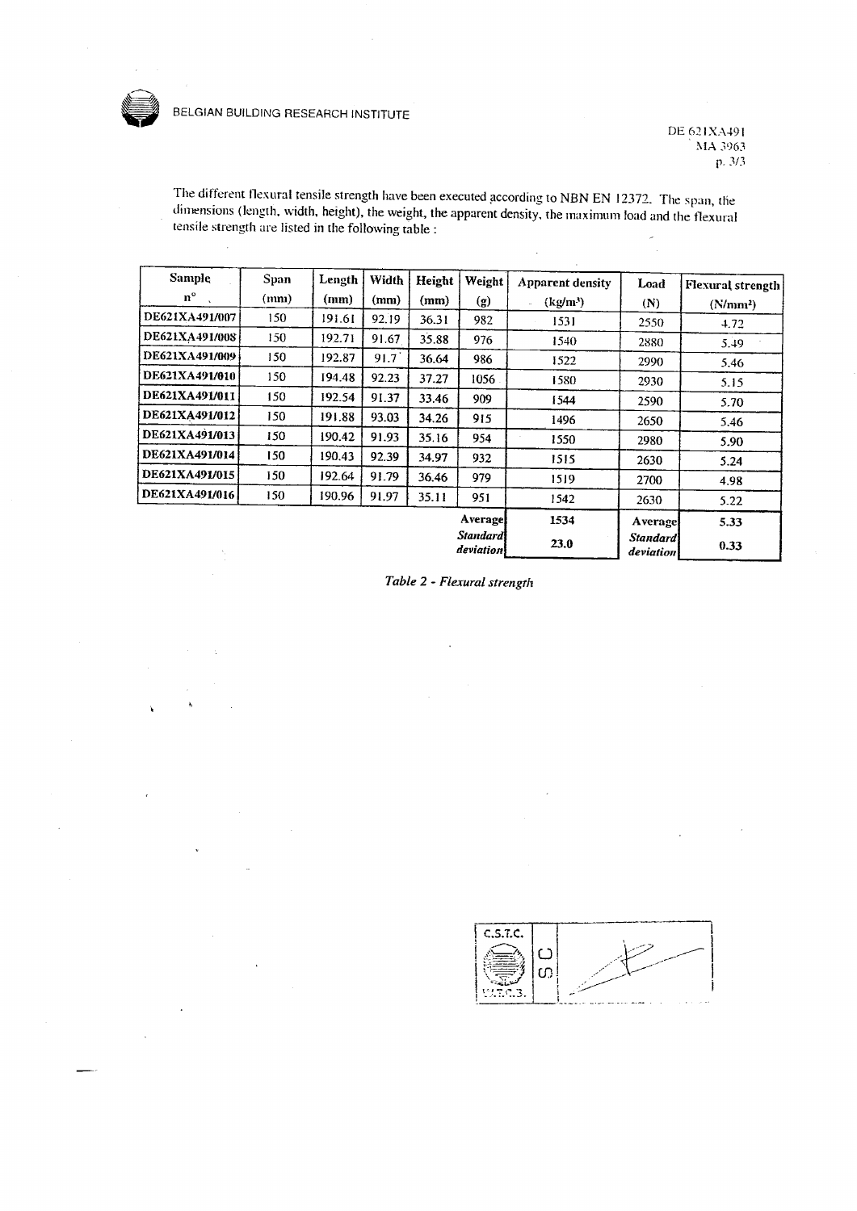The different flexural tensile strength have been executed according to NBN EN 12372. The span, the dimensions (length, width, height), the weight, the apparent density, the maximum load and the flexural tensile strength are listed in the following table :

| Sample n° | Span (mm) | Length (mm) | Width (mm) | Height (mm) | Weight (g) | Apparent density (kg/m³) | Load (N) | Flexural strength (N/mm²) |
|---|---|---|---|---|---|---|---|---|
| DE621XA491/007 | 150 | 191.61 | 92.19 | 36.31 | 982 | 1531 | 2550 | 4.72 |
| DE621XA491/008 | 150 | 192.71 | 91.67 | 35.88 | 976 | 1540 | 2880 | 5.49 |
| DE621XA491/009 | 150 | 192.87 | 91.7 | 36.64 | 986 | 1522 | 2990 | 5.46 |
| DE621XA491/010 | 150 | 194.48 | 92.23 | 37.27 | 1056 | 1580 | 2930 | 5.15 |
| DE621XA491/011 | 150 | 192.54 | 91.37 | 33.46 | 909 | 1544 | 2590 | 5.70 |
| DE621XA491/012 | 150 | 191.88 | 93.03 | 34.26 | 915 | 1496 | 2650 | 5.46 |
| DE621XA491/013 | 150 | 190.42 | 91.93 | 35.16 | 954 | 1550 | 2980 | 5.90 |
| DE621XA491/014 | 150 | 190.43 | 92.39 | 34.97 | 932 | 1515 | 2630 | 5.24 |
| DE621XA491/015 | 150 | 192.64 | 91.79 | 36.46 | 979 | 1519 | 2700 | 4.98 |
| DE621XA491/016 | 150 | 190.96 | 91.97 | 35.11 | 951 | 1542 | 2630 | 5.22 |
| | | | | | **Average** | **1534** | **Average** | **5.33** |
| | | | | | ***Standard deviation*** | **23.0** | ***Standard deviation*** | **0.33** |

*Table 2 - Flexural strength*

C.S.T.C. SC